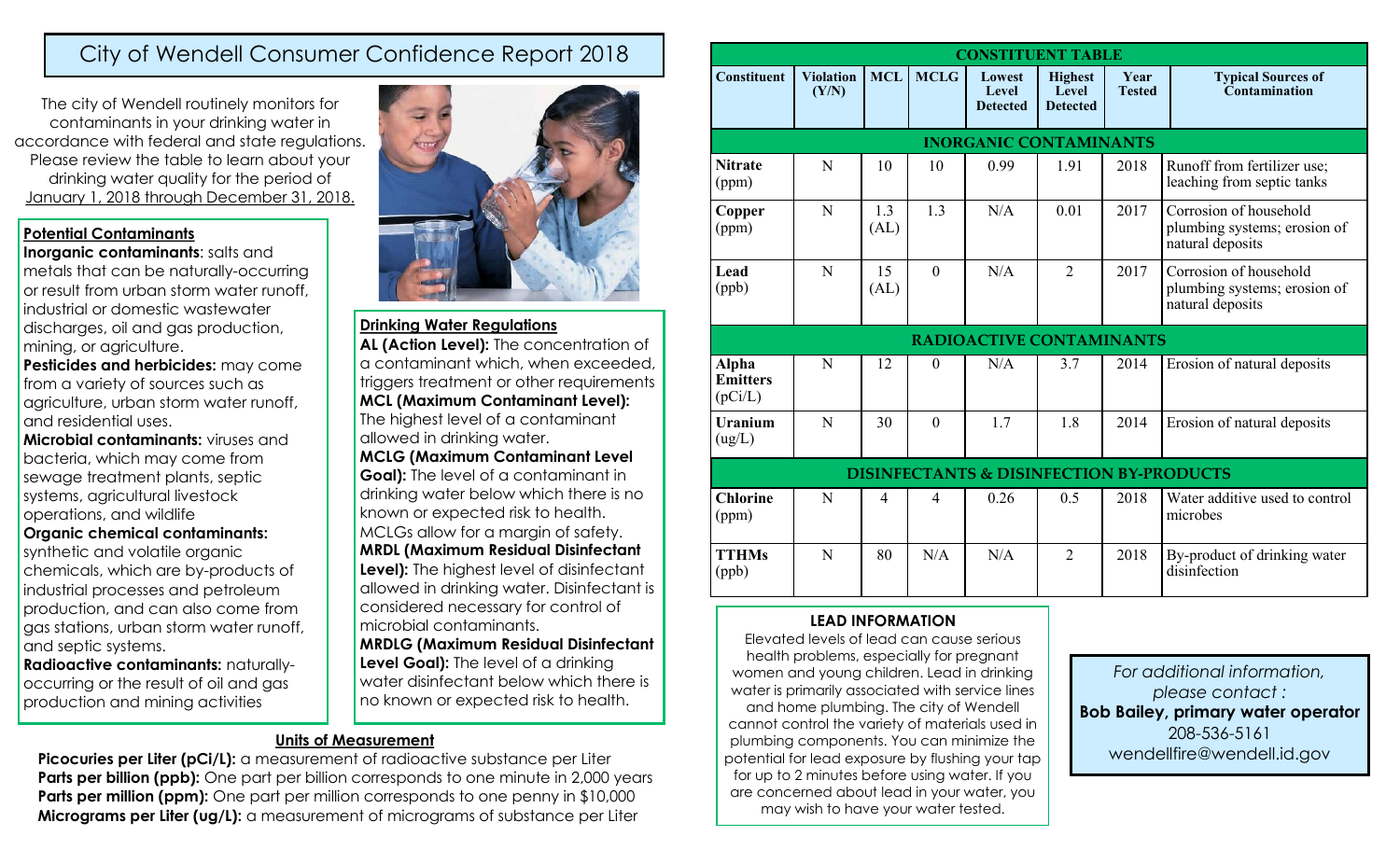# City of Wendell Consumer Confidence Report 2018

The city of Wendell routinely monitors for contaminants in your drinking water in accordance with federal and state regulations. Please review the table to learn about your drinking water quality for the period of January 1, 2018 through December 31, 2018.

## Potential Contaminants

**Inorganic contaminants**: salts and metals that can be naturally-occurring or result from urban storm water runoff, industrial or domestic wastewater discharges, oil and gas production, mining, or agriculture.

**Pesticides and herbicides:** may come from a variety of sources such as agriculture, urban storm water runoff, and residential uses.

**Microbial contaminants:** viruses and bacteria, which may come from sewage treatment plants, septic systems, agricultural livestock operations, and wildlife

**Organic chemical contaminants:** synthetic and volatile organic chemicals, which are by-products of industrial processes and petroleum production, and can also come from gas stations, urban storm water runoff, and septic systems.

**Radioactive contaminants:** naturally-occurring or the result of oil and gas production and mining activities

## Drinking Water Regulations

**AL (Action Level):** The concentration of a contaminant which, when exceeded, triggers treatment or other requirements

**MCL (Maximum Contaminant Level):** The highest level of a contaminant allowed in drinking water.

**MCLG (Maximum Contaminant Level Goal):** The level of a contaminant in drinking water below which there is no known or expected risk to health. MCLGs allow for a margin of safety.

**MRDL (Maximum Residual Disinfectant Level):** The highest level of disinfectant allowed in drinking water. Disinfectant is considered necessary for control of microbial contaminants.

**MRDLG (Maximum Residual Disinfectant Level Goal):** The level of a drinking water disinfectant below which there is no known or expected risk to health.

## Units of Measurement

**Picocuries per Liter (pCi/L):** a measurement of radioactive substance per Liter

**Parts per billion (ppb):** One part per billion corresponds to one minute in 2,000 years

**Parts per million (ppm):** One part per million corresponds to one penny in $10,000

**Micrograms per Liter (ug/L):** a measurement of micrograms of substance per Liter

## CONSTITUENT TABLE

| Constituent | Violation (Y/N) | MCL | MCLG | Lowest Level Detected | Highest Level Detected | Year Tested | Typical Sources of Contamination |
|---|---|---|---|---|---|---|---|
| **INORGANIC CONTAMINANTS** | | | | | | | |
| **Nitrate** (ppm) | N | 10 | 10 | 0.99 | 1.91 | 2018 | Runoff from fertilizer use; leaching from septic tanks |
| **Copper** (ppm) | N | 1.3 (AL) | 1.3 | N/A | 0.01 | 2017 | Corrosion of household plumbing systems; erosion of natural deposits |
| **Lead** (ppb) | N | 15 (AL) | 0 | N/A | 2 | 2017 | Corrosion of household plumbing systems; erosion of natural deposits |
| **RADIOACTIVE CONTAMINANTS** | | | | | | | |
| **Alpha Emitters** (pCi/L) | N | 12 | 0 | N/A | 3.7 | 2014 | Erosion of natural deposits |
| **Uranium** (ug/L) | N | 30 | 0 | 1.7 | 1.8 | 2014 | Erosion of natural deposits |
| **DISINFECTANTS & DISINFECTION BY-PRODUCTS** | | | | | | | |
| **Chlorine** (ppm) | N | 4 | 4 | 0.26 | 0.5 | 2018 | Water additive used to control microbes |
| **TTHMs** (ppb) | N | 80 | N/A | N/A | 2 | 2018 | By-product of drinking water disinfection |

## LEAD INFORMATION

Elevated levels of lead can cause serious health problems, especially for pregnant women and young children. Lead in drinking water is primarily associated with service lines and home plumbing. The city of Wendell cannot control the variety of materials used in plumbing components. You can minimize the potential for lead exposure by flushing your tap for up to 2 minutes before using water. If you are concerned about lead in your water, you may wish to have your water tested.

*For additional information, please contact :*
**Bob Bailey, primary water operator**
208-536-5161
wendellfire@wendell.id.gov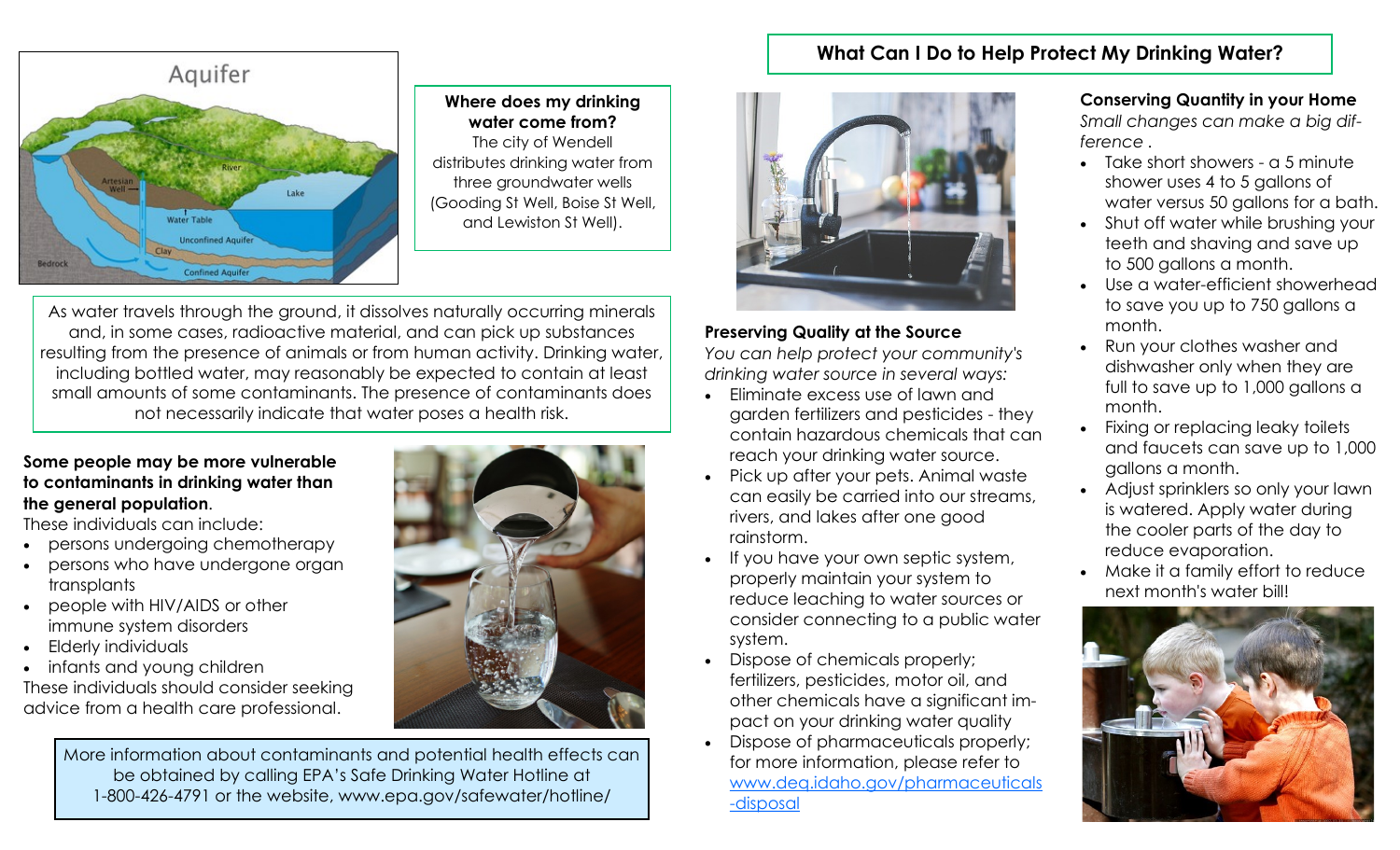Aquifer

Artesian Well

River

Lake

Water Table

Unconfined Aquifer

Clay

Bedrock

Confined Aquifer

**Where does my drinking water come from?**

The city of Wendell distributes drinking water from three groundwater wells (Gooding St Well, Boise St Well, and Lewiston St Well).

As water travels through the ground, it dissolves naturally occurring minerals and, in some cases, radioactive material, and can pick up substances resulting from the presence of animals or from human activity. Drinking water, including bottled water, may reasonably be expected to contain at least small amounts of some contaminants. The presence of contaminants does not necessarily indicate that water poses a health risk.

**Some people may be more vulnerable to contaminants in drinking water than the general population**.

These individuals can include:

- persons undergoing chemotherapy
- persons who have undergone organ transplants
- people with HIV/AIDS or other immune system disorders
- Elderly individuals
- infants and young children

These individuals should consider seeking advice from a health care professional.

More information about contaminants and potential health effects can be obtained by calling EPA's Safe Drinking Water Hotline at 1-800-426-4791 or the website, www.epa.gov/safewater/hotline/

## What Can I Do to Help Protect My Drinking Water?

**Preserving Quality at the Source**

*You can help protect your community's drinking water source in several ways:*

- Eliminate excess use of lawn and garden fertilizers and pesticides - they contain hazardous chemicals that can reach your drinking water source.
- Pick up after your pets. Animal waste can easily be carried into our streams, rivers, and lakes after one good rainstorm.
- If you have your own septic system, properly maintain your system to reduce leaching to water sources or consider connecting to a public water system.
- Dispose of chemicals properly; fertilizers, pesticides, motor oil, and other chemicals have a significant impact on your drinking water quality
- Dispose of pharmaceuticals properly; for more information, please refer to www.deq.idaho.gov/pharmaceuticals-disposal

**Conserving Quantity in your Home**

*Small changes can make a big difference .*

- Take short showers - a 5 minute shower uses 4 to 5 gallons of water versus 50 gallons for a bath.
- Shut off water while brushing your teeth and shaving and save up to 500 gallons a month.
- Use a water-efficient showerhead to save you up to 750 gallons a month.
- Run your clothes washer and dishwasher only when they are full to save up to 1,000 gallons a month.
- Fixing or replacing leaky toilets and faucets can save up to 1,000 gallons a month.
- Adjust sprinklers so only your lawn is watered. Apply water during the cooler parts of the day to reduce evaporation.
- Make it a family effort to reduce next month's water bill!